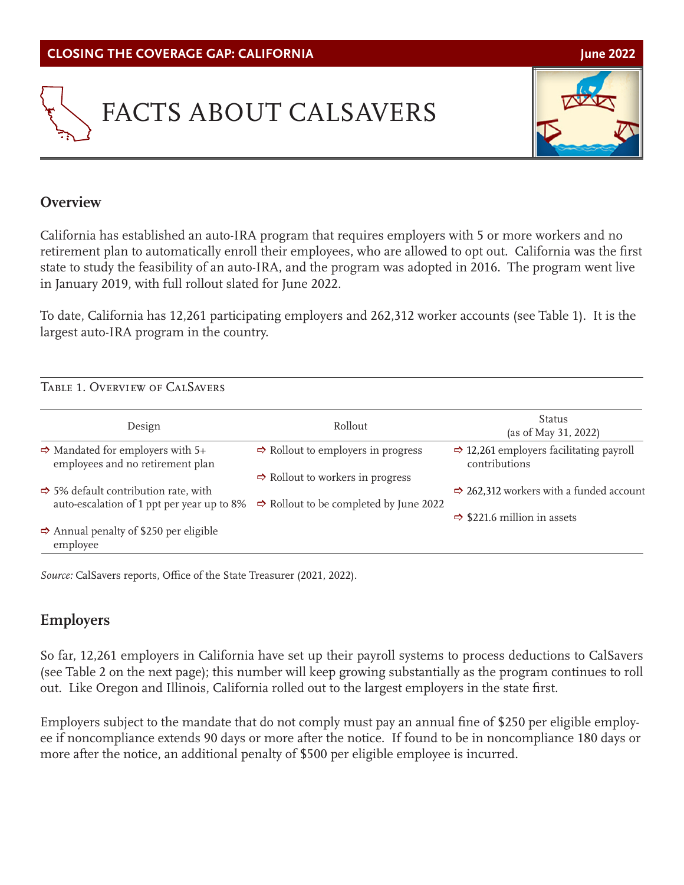CLOSING THE COVERAGE GAP: CALIFORNIA

June 2022

# FACTS ABOUT CALSAVERS

## Overview

California has established an auto-IRA program that requires employers with 5 or more workers and no retirement plan to automatically enroll their employees, who are allowed to opt out. California was the first state to study the feasibility of an auto-IRA, and the program was adopted in 2016. The program went live in January 2019, with full rollout slated for June 2022.

To date, California has 12,261 participating employers and 262,312 worker accounts (see Table 1). It is the largest auto-IRA program in the country.

Table 1. Overview of CalSavers

| Design | Rollout | Status (as of May 31, 2022) |
|---|---|---|
| ⇨ Mandated for employers with 5+ employees and no retirement plan | ⇨ Rollout to employers in progress | ⇨ 12,261 employers facilitating payroll contributions |
| ⇨ 5% default contribution rate, with auto-escalation of 1 ppt per year up to 8% | ⇨ Rollout to workers in progress | ⇨ 262,312 workers with a funded account |
| ⇨ Annual penalty of $250 per eligible employee | ⇨ Rollout to be completed by June 2022 | ⇨ $221.6 million in assets |

*Source:* CalSavers reports, Office of the State Treasurer (2021, 2022).

## Employers

So far, 12,261 employers in California have set up their payroll systems to process deductions to CalSavers (see Table 2 on the next page); this number will keep growing substantially as the program continues to roll out. Like Oregon and Illinois, California rolled out to the largest employers in the state first.

Employers subject to the mandate that do not comply must pay an annual fine of $250 per eligible employee if noncompliance extends 90 days or more after the notice. If found to be in noncompliance 180 days or more after the notice, an additional penalty of $500 per eligible employee is incurred.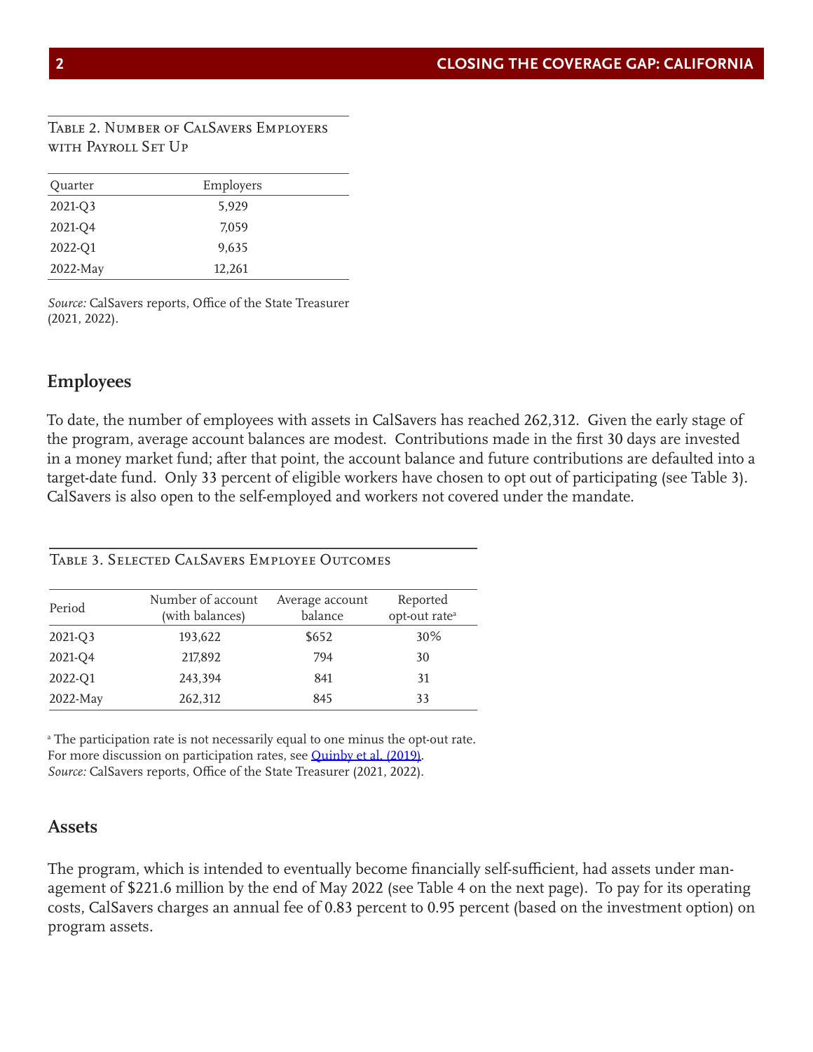Table 2. Number of CalSavers Employers with Payroll Set Up

| Quarter | Employers |
|---|---|
| 2021-Q3 | 5,929 |
| 2021-Q4 | 7,059 |
| 2022-Q1 | 9,635 |
| 2022-May | 12,261 |

*Source:* CalSavers reports, Office of the State Treasurer (2021, 2022).

## Employees

To date, the number of employees with assets in CalSavers has reached 262,312. Given the early stage of the program, average account balances are modest. Contributions made in the first 30 days are invested in a money market fund; after that point, the account balance and future contributions are defaulted into a target-date fund. Only 33 percent of eligible workers have chosen to opt out of participating (see Table 3). CalSavers is also open to the self-employed and workers not covered under the mandate.

Table 3. Selected CalSavers Employee Outcomes

| Period | Number of account (with balances) | Average account balance | Reported opt-out rate[a] |
|---|---|---|---|
| 2021-Q3 | 193,622 | $652 | 30% |
| 2021-Q4 | 217,892 | 794 | 30 |
| 2022-Q1 | 243,394 | 841 | 31 |
| 2022-May | 262,312 | 845 | 33 |

[a] The participation rate is not necessarily equal to one minus the opt-out rate. For more discussion on participation rates, see Quinby et al. (2019).
*Source:* CalSavers reports, Office of the State Treasurer (2021, 2022).

## Assets

The program, which is intended to eventually become financially self-sufficient, had assets under management of $221.6 million by the end of May 2022 (see Table 4 on the next page). To pay for its operating costs, CalSavers charges an annual fee of 0.83 percent to 0.95 percent (based on the investment option) on program assets.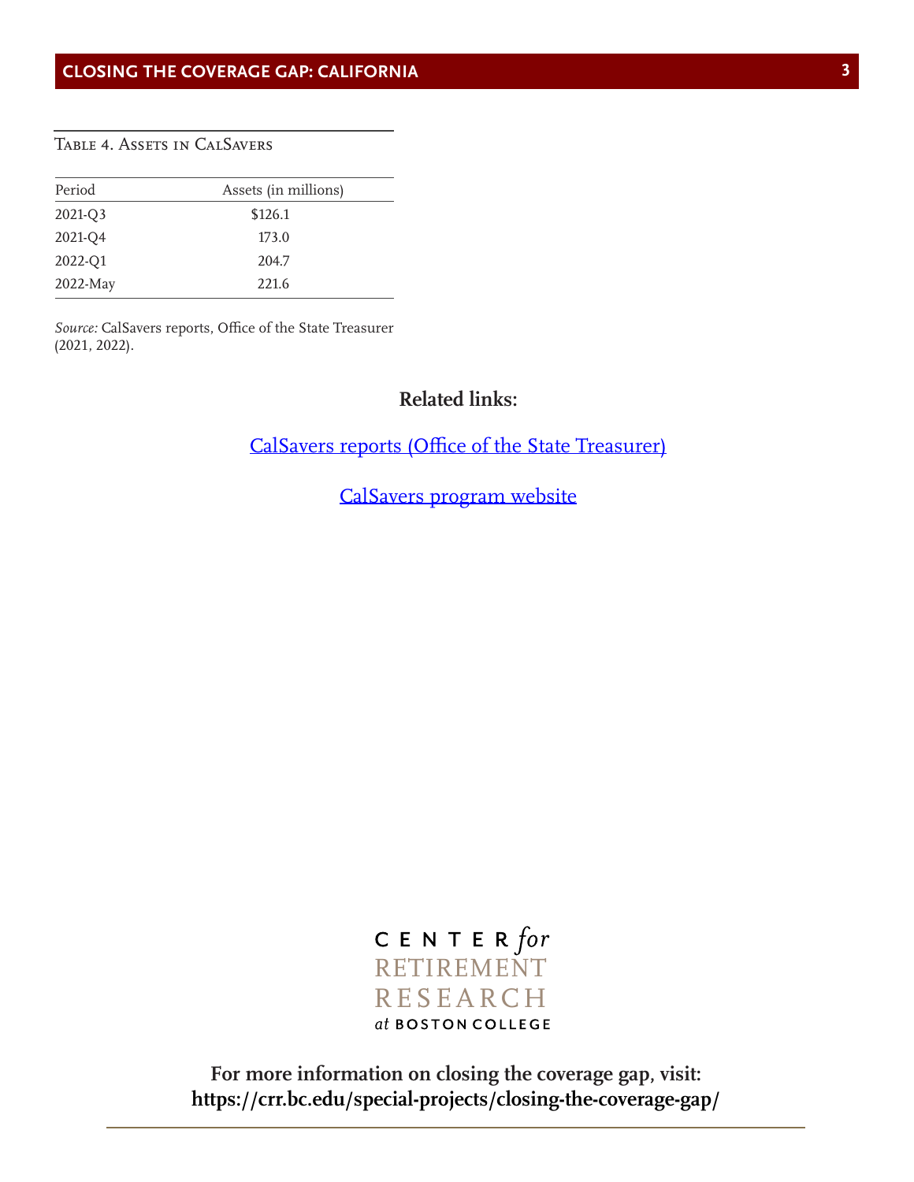Table 4. Assets in CalSavers

| Period | Assets (in millions) |
|---|---|
| 2021-Q3 | $126.1 |
| 2021-Q4 | 173.0 |
| 2022-Q1 | 204.7 |
| 2022-May | 221.6 |

*Source:* CalSavers reports, Office of the State Treasurer (2021, 2022).

**Related links:**

CalSavers reports (Office of the State Treasurer)

CalSavers program website

CENTER *for* RETIREMENT RESEARCH *at* BOSTON COLLEGE

**For more information on closing the coverage gap, visit:**
**https://crr.bc.edu/special-projects/closing-the-coverage-gap/**